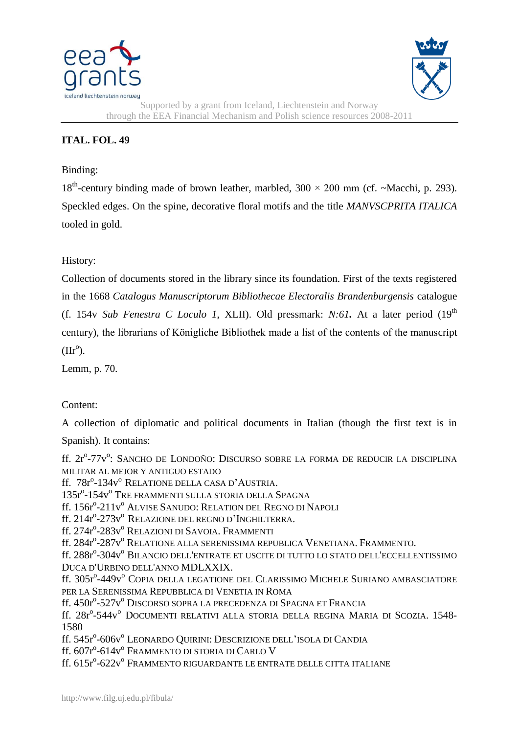Supported by a grant from Iceland, Liechtenstein and Norway through the EEA Financial Mechanism and Polish science resources 2008-2011

**ITAL. FOL. 49**

Binding:

18th-century binding made of brown leather, marbled, 300 × 200 mm (cf. ~Macchi, p. 293). Speckled edges. On the spine, decorative floral motifs and the title *MANVSCPRITA ITALICA* tooled in gold.

History:

Collection of documents stored in the library since its foundation. First of the texts registered in the 1668 *Catalogus Manuscriptorum Bibliothecae Electoralis Brandenburgensis* catalogue (f. 154v *Sub Fenestra C Loculo 1*, XLII). Old pressmark: *N:61***.** At a later period (19th century), the librarians of Königliche Bibliothek made a list of the contents of the manuscript (IIr°).

Lemm, p. 70.

Content:

A collection of diplomatic and political documents in Italian (though the first text is in Spanish). It contains:

ff. 2r°-77v°: SANCHO DE LONDOÑO: DISCURSO SOBRE LA FORMA DE REDUCIR LA DISCIPLINA MILITAR AL MEJOR Y ANTIGUO ESTADO
ff. 78r°-134v° RELATIONE DELLA CASA D'AUSTRIA.
135r°-154v° TRE FRAMMENTI SULLA STORIA DELLA SPAGNA
ff. 156r°-211v° ALVISE SANUDO: RELATION DEL REGNO DI NAPOLI
ff. 214r°-273v° RELAZIONE DEL REGNO D'INGHILTERRA.
ff. 274r°-283v° RELAZIONI DI SAVOIA. FRAMMENTI
ff. 284r°-287v° RELATIONE ALLA SERENISSIMA REPUBLICA VENETIANA. FRAMMENTO.
ff. 288r°-304v° BILANCIO DELL'ENTRATE ET USCITE DI TUTTO LO STATO DELL'ECCELLENTISSIMO DUCA D'URBINO DELL'ANNO MDLXXIX.
ff. 305r°-449v° COPIA DELLA LEGATIONE DEL CLARISSIMO MICHELE SURIANO AMBASCIATORE PER LA SERENISSIMA REPUBBLICA DI VENETIA IN ROMA
ff. 450r°-527v° DISCORSO SOPRA LA PRECEDENZA DI SPAGNA ET FRANCIA
ff. 28r°-544v° DOCUMENTI RELATIVI ALLA STORIA DELLA REGINA MARIA DI SCOZIA. 1548-1580
ff. 545r°-606v° LEONARDO QUIRINI: DESCRIZIONE DELL'ISOLA DI CANDIA
ff. 607r°-614v° FRAMMENTO DI STORIA DI CARLO V
ff. 615r°-622v° FRAMMENTO RIGUARDANTE LE ENTRATE DELLE CITTA ITALIANE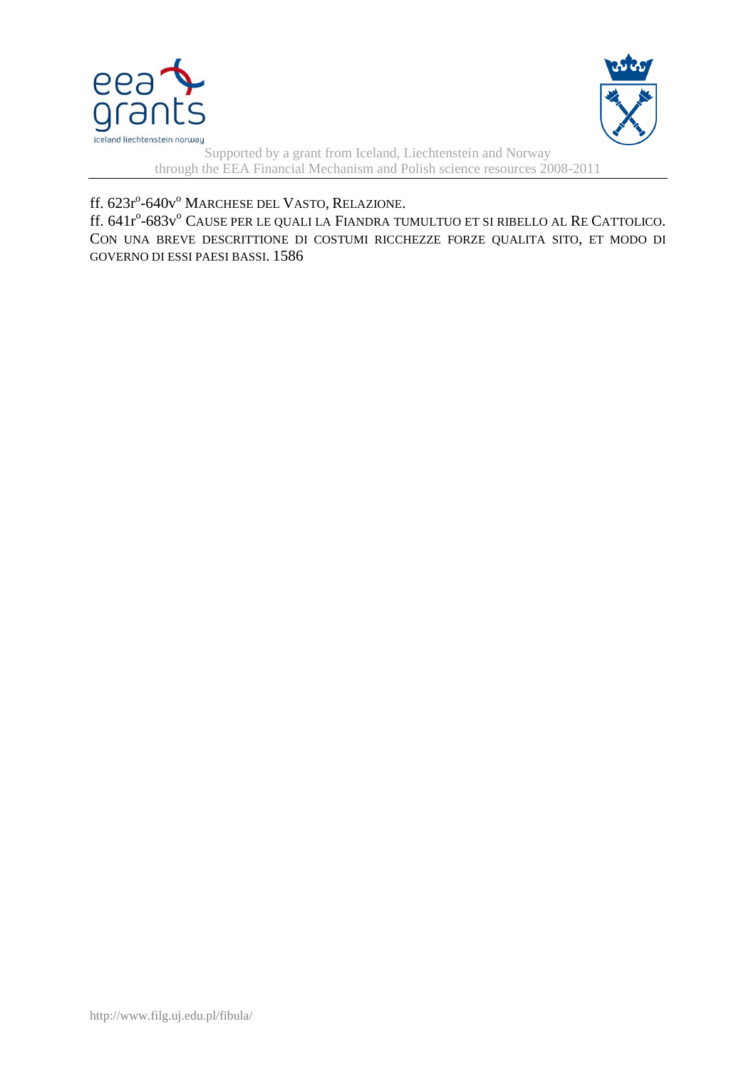ff. 623r°-640v° MARCHESE DEL VASTO, RELAZIONE.

ff. 641r°-683v° CAUSE PER LE QUALI LA FIANDRA TUMULTUO ET SI RIBELLO AL RE CATTOLICO. CON UNA BREVE DESCRITTIONE DI COSTUMI RICCHEZZE FORZE QUALITA SITO, ET MODO DI GOVERNO DI ESSI PAESI BASSI. 1586